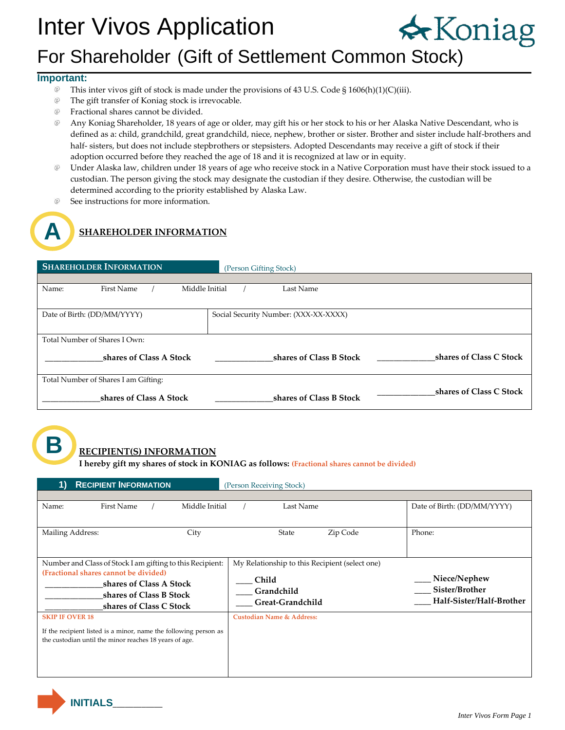# Inter Vivos Application

Koniag

## For Shareholder (Gift of Settlement Common Stock)

**Important:**

- This inter vivos gift of stock is made under the provisions of 43 U.S. Code § 1606(h)(1)(C)(iii).
- The gift transfer of Koniag stock is irrevocable.
- Fractional shares cannot be divided.
- Any Koniag Shareholder, 18 years of age or older, may gift his or her stock to his or her Alaska Native Descendant, who is defined as a: child, grandchild, great grandchild, niece, nephew, brother or sister. Brother and sister include half-brothers and half- sisters, but does not include stepbrothers or stepsisters. Adopted Descendants may receive a gift of stock if their adoption occurred before they reached the age of 18 and it is recognized at law or in equity.
- Under Alaska law, children under 18 years of age who receive stock in a Native Corporation must have their stock issued to a custodian. The person giving the stock may designate the custodian if they desire. Otherwise, the custodian will be determined according to the priority established by Alaska Law.
- See instructions for more information.

## A SHAREHOLDER INFORMATION

**SHAREHOLDER INFORMATION** (Person Gifting Stock)

| | | |
|---|---|---|
| Name: First Name / Middle Initial / Last Name | | |
| Date of Birth: (DD/MM/YYYY) | Social Security Number: (XXX-XX-XXXX) | |
| Total Number of Shares I Own: | | |
| _____________**shares of Class A Stock** | _____________**shares of Class B Stock** | _____________**shares of Class C Stock** |
| Total Number of Shares I am Gifting: | | |
| _____________**shares of Class A Stock** | _____________**shares of Class B Stock** | _____________**shares of Class C Stock** |

## B RECIPIENT(S) INFORMATION

**I hereby gift my shares of stock in KONIAG as follows:** **(Fractional shares cannot be divided)**

**1) RECIPIENT INFORMATION** (Person Receiving Stock)

| | |
|---|---|
| Name: First Name / Middle Initial / Last Name | Date of Birth: (DD/MM/YYYY) |
| Mailing Address: City State Zip Code | Phone: |
| Number and Class of Stock I am gifting to this Recipient: **(Fractional shares cannot be divided)**<br>_____________**shares of Class A Stock**<br>_____________**shares of Class B Stock**<br>_____________**shares of Class C Stock** | My Relationship to this Recipient (select one)<br>____ **Child**<br>____ **Grandchild**<br>____ **Great-Grandchild**<br>____ **Niece/Nephew**<br>____ **Sister/Brother**<br>____ **Half-Sister/Half-Brother** |
| **SKIP IF OVER 18**<br>If the recipient listed is a minor, name the following person as the custodian until the minor reaches 18 years of age. | **Custodian Name & Address:** |

**INITIALS**_________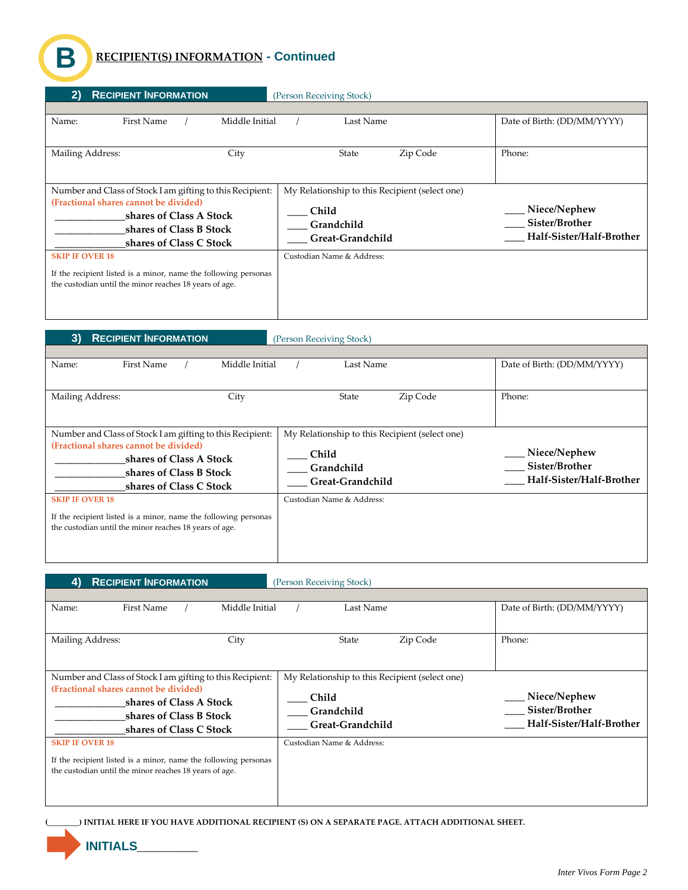## B RECIPIENT(S) INFORMATION - Continued

### 2) RECIPIENT INFORMATION (Person Receiving Stock)

| Name: First Name / Middle Initial / Last Name | Date of Birth: (DD/MM/YYYY) |
|---|---|
| Mailing Address: City State Zip Code | Phone: |

| Number and Class of Stock I am gifting to this Recipient: **(Fractional shares cannot be divided)** | My Relationship to this Recipient (select one) |
|---|---|
| ____________**shares of Class A Stock**<br>____________**shares of Class B Stock**<br>____________**shares of Class C Stock** | ____ **Child**<br>____ **Grandchild**<br>____ **Great-Grandchild**<br>____ **Niece/Nephew**<br>____ **Sister/Brother**<br>____ **Half-Sister/Half-Brother** |
| **SKIP IF OVER 18**<br>If the recipient listed is a minor, name the following personas the custodian until the minor reaches 18 years of age. | Custodian Name & Address: |

### 3) RECIPIENT INFORMATION (Person Receiving Stock)

| Name: First Name / Middle Initial / Last Name | Date of Birth: (DD/MM/YYYY) |
|---|---|
| Mailing Address: City State Zip Code | Phone: |

| Number and Class of Stock I am gifting to this Recipient: **(Fractional shares cannot be divided)** | My Relationship to this Recipient (select one) |
|---|---|
| ____________**shares of Class A Stock**<br>____________**shares of Class B Stock**<br>____________**shares of Class C Stock** | ____ **Child**<br>____ **Grandchild**<br>____ **Great-Grandchild**<br>____ **Niece/Nephew**<br>____ **Sister/Brother**<br>____ **Half-Sister/Half-Brother** |
| **SKIP IF OVER 18**<br>If the recipient listed is a minor, name the following personas the custodian until the minor reaches 18 years of age. | Custodian Name & Address: |

### 4) RECIPIENT INFORMATION (Person Receiving Stock)

| Name: First Name / Middle Initial / Last Name | Date of Birth: (DD/MM/YYYY) |
|---|---|
| Mailing Address: City State Zip Code | Phone: |

| Number and Class of Stock I am gifting to this Recipient: **(Fractional shares cannot be divided)** | My Relationship to this Recipient (select one) |
|---|---|
| ____________**shares of Class A Stock**<br>____________**shares of Class B Stock**<br>____________**shares of Class C Stock** | ____ **Child**<br>____ **Grandchild**<br>____ **Great-Grandchild**<br>____ **Niece/Nephew**<br>____ **Sister/Brother**<br>____ **Half-Sister/Half-Brother** |
| **SKIP IF OVER 18**<br>If the recipient listed is a minor, name the following personas the custodian until the minor reaches 18 years of age. | Custodian Name & Address: |

**(_______) INITIAL HERE IF YOU HAVE ADDITIONAL RECIPIENT (S) ON A SEPARATE PAGE. ATTACH ADDITIONAL SHEET.**

**INITIALS_________**

*Inter Vivos Form Page 2*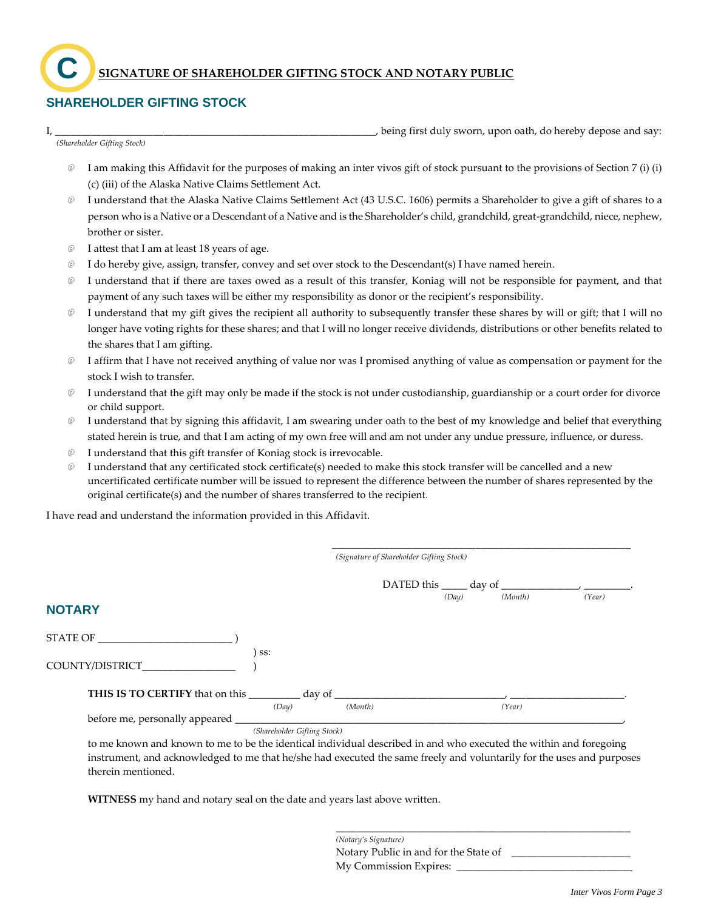# C SIGNATURE OF SHAREHOLDER GIFTING STOCK AND NOTARY PUBLIC

## SHAREHOLDER GIFTING STOCK

I, ____________________________________________________________, being first duly sworn, upon oath, do hereby depose and say:
*(Shareholder Gifting Stock)*

- I am making this Affidavit for the purposes of making an inter vivos gift of stock pursuant to the provisions of Section 7 (i) (i) (c) (iii) of the Alaska Native Claims Settlement Act.
- I understand that the Alaska Native Claims Settlement Act (43 U.S.C. 1606) permits a Shareholder to give a gift of shares to a person who is a Native or a Descendant of a Native and is the Shareholder's child, grandchild, great-grandchild, niece, nephew, brother or sister.
- I attest that I am at least 18 years of age.
- I do hereby give, assign, transfer, convey and set over stock to the Descendant(s) I have named herein.
- I understand that if there are taxes owed as a result of this transfer, Koniag will not be responsible for payment, and that payment of any such taxes will be either my responsibility as donor or the recipient's responsibility.
- I understand that my gift gives the recipient all authority to subsequently transfer these shares by will or gift; that I will no longer have voting rights for these shares; and that I will no longer receive dividends, distributions or other benefits related to the shares that I am gifting.
- I affirm that I have not received anything of value nor was I promised anything of value as compensation or payment for the stock I wish to transfer.
- I understand that the gift may only be made if the stock is not under custodianship, guardianship or a court order for divorce or child support.
- I understand that by signing this affidavit, I am swearing under oath to the best of my knowledge and belief that everything stated herein is true, and that I am acting of my own free will and am not under any undue pressure, influence, or duress.
- I understand that this gift transfer of Koniag stock is irrevocable.
- I understand that any certificated stock certificate(s) needed to make this stock transfer will be cancelled and a new uncertificated certificate number will be issued to represent the difference between the number of shares represented by the original certificate(s) and the number of shares transferred to the recipient.

I have read and understand the information provided in this Affidavit.

____________________________________________
*(Signature of Shareholder Gifting Stock)*

DATED this _____ day of ______________, _________.
*(Day) (Month) (Year)*

## NOTARY

STATE OF ________________________ )
) ss:
COUNTY/DISTRICT_________________ )

**THIS IS TO CERTIFY** that on this _________ day of ________________________________, ______________________.
*(Day) (Month) (Year)*

before me, personally appeared ________________________________________________________________________________,
*(Shareholder Gifting Stock)*

to me known and known to me to be the identical individual described in and who executed the within and foregoing instrument, and acknowledged to me that he/she had executed the same freely and voluntarily for the uses and purposes therein mentioned.

**WITNESS** my hand and notary seal on the date and years last above written.

____________________________________________
*(Notary's Signature)*
Notary Public in and for the State of ______________________
My Commission Expires: _________________________________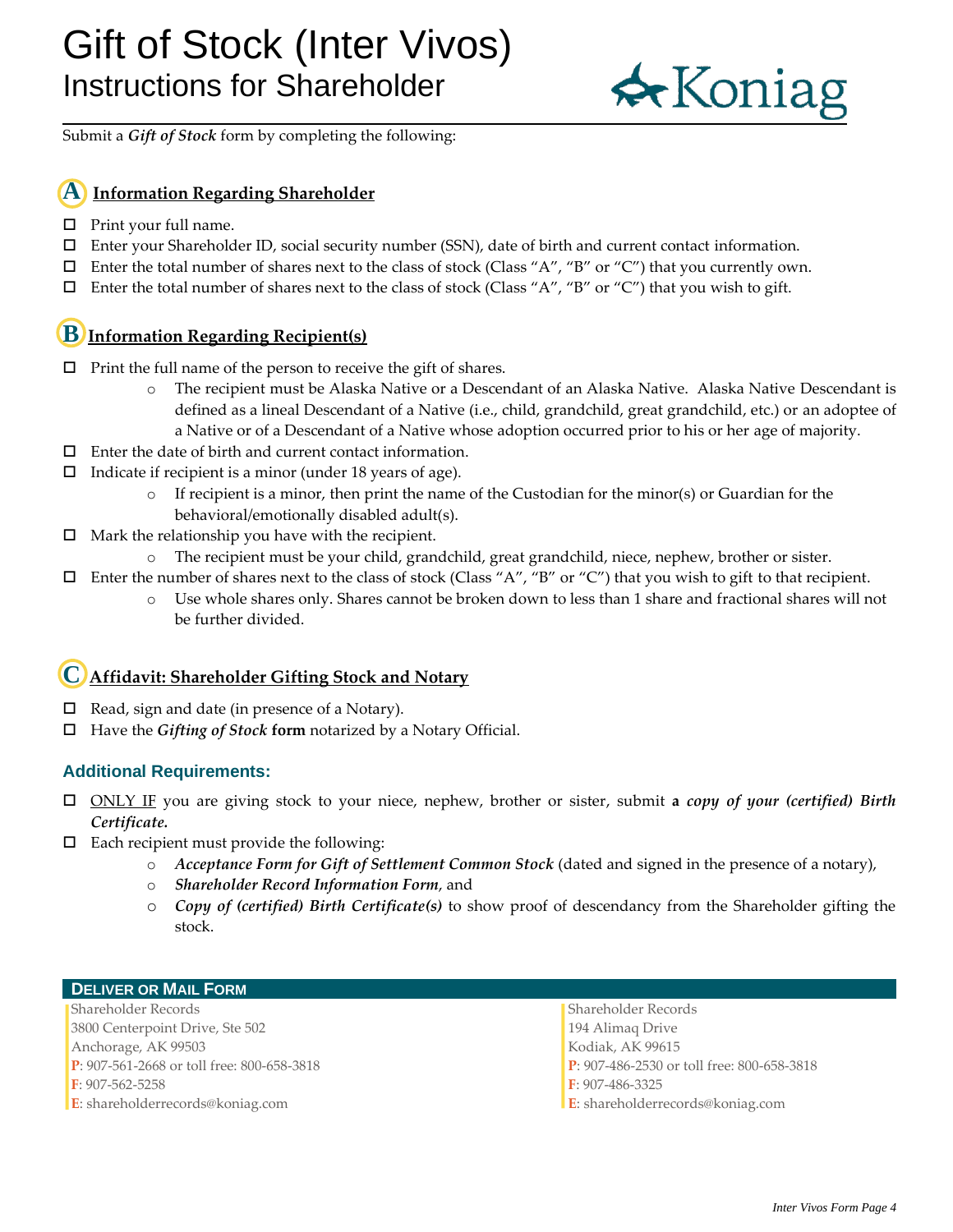# Gift of Stock (Inter Vivos)

## Instructions for Shareholder

Koniag

Submit a ***Gift of Stock*** form by completing the following:

### A Information Regarding Shareholder

- ☐ Print your full name.
- ☐ Enter your Shareholder ID, social security number (SSN), date of birth and current contact information.
- ☐ Enter the total number of shares next to the class of stock (Class "A", "B" or "C") that you currently own.
- ☐ Enter the total number of shares next to the class of stock (Class "A", "B" or "C") that you wish to gift.

### B Information Regarding Recipient(s)

- ☐ Print the full name of the person to receive the gift of shares.
  - The recipient must be Alaska Native or a Descendant of an Alaska Native. Alaska Native Descendant is defined as a lineal Descendant of a Native (i.e., child, grandchild, great grandchild, etc.) or an adoptee of a Native or of a Descendant of a Native whose adoption occurred prior to his or her age of majority.
- ☐ Enter the date of birth and current contact information.
- ☐ Indicate if recipient is a minor (under 18 years of age).
  - If recipient is a minor, then print the name of the Custodian for the minor(s) or Guardian for the behavioral/emotionally disabled adult(s).
- ☐ Mark the relationship you have with the recipient.
  - The recipient must be your child, grandchild, great grandchild, niece, nephew, brother or sister.
- ☐ Enter the number of shares next to the class of stock (Class "A", "B" or "C") that you wish to gift to that recipient.
  - Use whole shares only. Shares cannot be broken down to less than 1 share and fractional shares will not be further divided.

### C Affidavit: Shareholder Gifting Stock and Notary

- ☐ Read, sign and date (in presence of a Notary).
- ☐ Have the ***Gifting of Stock* form** notarized by a Notary Official.

### Additional Requirements:

- ☐ ONLY IF you are giving stock to your niece, nephew, brother or sister, submit **a *copy of your (certified) Birth Certificate.***
- ☐ Each recipient must provide the following:
  - ***Acceptance Form for Gift of Settlement Common Stock*** (dated and signed in the presence of a notary),
  - ***Shareholder Record Information Form***, and
  - ***Copy of (certified) Birth Certificate(s)*** to show proof of descendancy from the Shareholder gifting the stock.

### Deliver or Mail Form

Shareholder Records
3800 Centerpoint Drive, Ste 502
Anchorage, AK 99503
**P**: 907-561-2668 or toll free: 800-658-3818
**F**: 907-562-5258
**E**: shareholderrecords@koniag.com

Shareholder Records
194 Alimaq Drive
Kodiak, AK 99615
**P**: 907-486-2530 or toll free: 800-658-3818
**F**: 907-486-3325
**E**: shareholderrecords@koniag.com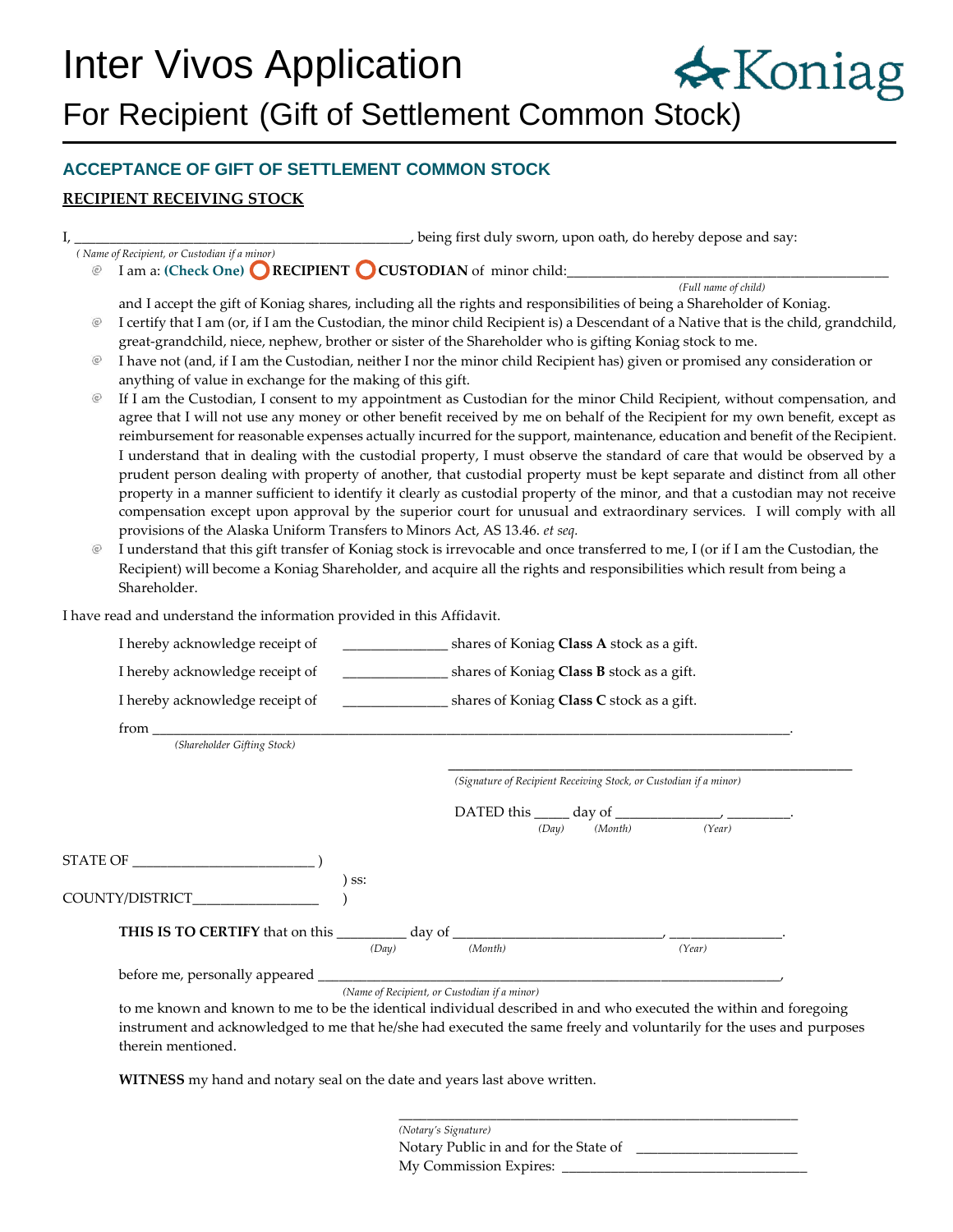# Inter Vivos Application

## For Recipient (Gift of Settlement Common Stock)

Koniag

### ACCEPTANCE OF GIFT OF SETTLEMENT COMMON STOCK

**RECIPIENT RECEIVING STOCK**

I, ______________________________________________, being first duly sworn, upon oath, do hereby depose and say:
*( Name of Recipient, or Custodian if a minor)*

- I am a: **(Check One)** ◯ **RECIPIENT** ◯ **CUSTODIAN** of minor child:_______________________________________________
  *(Full name of child)*
  and I accept the gift of Koniag shares, including all the rights and responsibilities of being a Shareholder of Koniag.
- I certify that I am (or, if I am the Custodian, the minor child Recipient is) a Descendant of a Native that is the child, grandchild, great-grandchild, niece, nephew, brother or sister of the Shareholder who is gifting Koniag stock to me.
- I have not (and, if I am the Custodian, neither I nor the minor child Recipient has) given or promised any consideration or anything of value in exchange for the making of this gift.
- If I am the Custodian, I consent to my appointment as Custodian for the minor Child Recipient, without compensation, and agree that I will not use any money or other benefit received by me on behalf of the Recipient for my own benefit, except as reimbursement for reasonable expenses actually incurred for the support, maintenance, education and benefit of the Recipient. I understand that in dealing with the custodial property, I must observe the standard of care that would be observed by a prudent person dealing with property of another, that custodial property must be kept separate and distinct from all other property in a manner sufficient to identify it clearly as custodial property of the minor, and that a custodian may not receive compensation except upon approval by the superior court for unusual and extraordinary services. I will comply with all provisions of the Alaska Uniform Transfers to Minors Act, AS 13.46. *et seq.*
- I understand that this gift transfer of Koniag stock is irrevocable and once transferred to me, I (or if I am the Custodian, the Recipient) will become a Koniag Shareholder, and acquire all the rights and responsibilities which result from being a Shareholder.

I have read and understand the information provided in this Affidavit.

I hereby acknowledge receipt of ______________ shares of Koniag **Class A** stock as a gift.

I hereby acknowledge receipt of ______________ shares of Koniag **Class B** stock as a gift.

I hereby acknowledge receipt of ______________ shares of Koniag **Class C** stock as a gift.

from _______________________________________________________________________________________.
*(Shareholder Gifting Stock)*

_______________________________________________________
*(Signature of Recipient Receiving Stock, or Custodian if a minor)*

DATED this _____ day of ______________, _________.
*(Day) (Month) (Year)*

STATE OF ________________________ )
) ss:
COUNTY/DISTRICT_________________ )

**THIS IS TO CERTIFY** that on this _________ day of ____________________________, ________________.
*(Day) (Month) (Year)*

before me, personally appeared ________________________________________________________________,
*(Name of Recipient, or Custodian if a minor)*

to me known and known to me to be the identical individual described in and who executed the within and foregoing instrument and acknowledged to me that he/she had executed the same freely and voluntarily for the uses and purposes therein mentioned.

**WITNESS** my hand and notary seal on the date and years last above written.

_______________________________________________________
*(Notary's Signature)*
Notary Public in and for the State of ______________________
My Commission Expires: __________________________________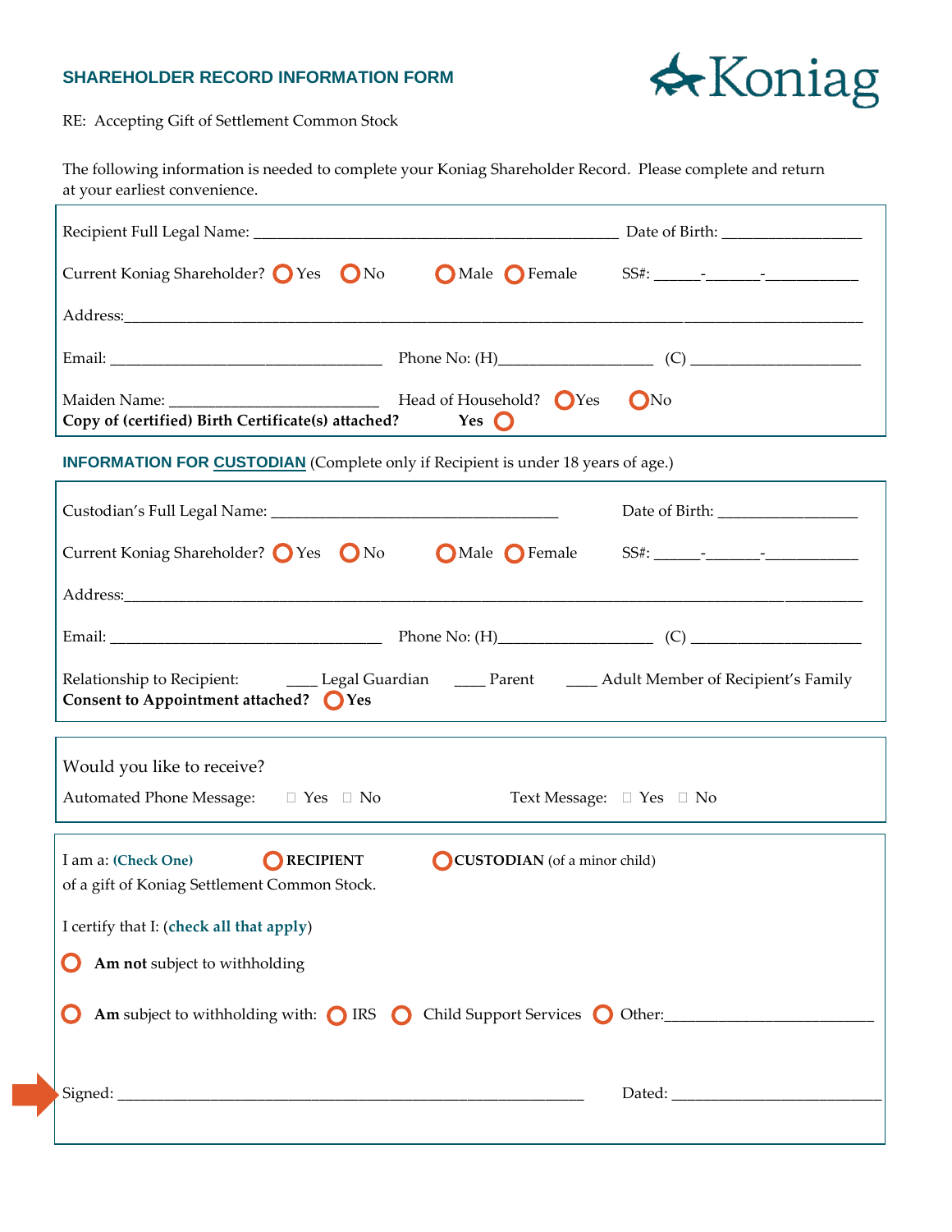## SHAREHOLDER RECORD INFORMATION FORM

Koniag

RE: Accepting Gift of Settlement Common Stock

The following information is needed to complete your Koniag Shareholder Record. Please complete and return at your earliest convenience.

Recipient Full Legal Name: ____________________________________________ Date of Birth: _________________

Current Koniag Shareholder? ○ Yes ○ No ○ Male ○ Female SS#: ______-_______-____________

Address:___________________________________________________________________________________________

Email: ___________________________________ Phone No: (H)___________________ (C) _____________________

Maiden Name: __________________________ Head of Household? ○ Yes ○ No

**Copy of (certified) Birth Certificate(s) attached? Yes** ○

**INFORMATION FOR CUSTODIAN** (Complete only if Recipient is under 18 years of age.)

Custodian's Full Legal Name: ___________________________________ Date of Birth: _________________

Current Koniag Shareholder? ○ Yes ○ No ○ Male ○ Female SS#: ______-_______-____________

Address:___________________________________________________________________________________________

Email: ___________________________________ Phone No: (H)___________________ (C) _____________________

Relationship to Recipient: ____ Legal Guardian ____ Parent ____ Adult Member of Recipient's Family

**Consent to Appointment attached?** ○ **Yes**

Would you like to receive?

Automated Phone Message: ☐ Yes ☐ No Text Message: ☐ Yes ☐ No

I am a: **(Check One)** ○ **RECIPIENT** ○ **CUSTODIAN** (of a minor child)

of a gift of Koniag Settlement Common Stock.

I certify that I: (**check all that apply**)

○ **Am not** subject to withholding

○ **Am** subject to withholding with: ○ IRS ○ Child Support Services ○ Other:__________________________

Signed: ____________________________________________________________ Dated: __________________________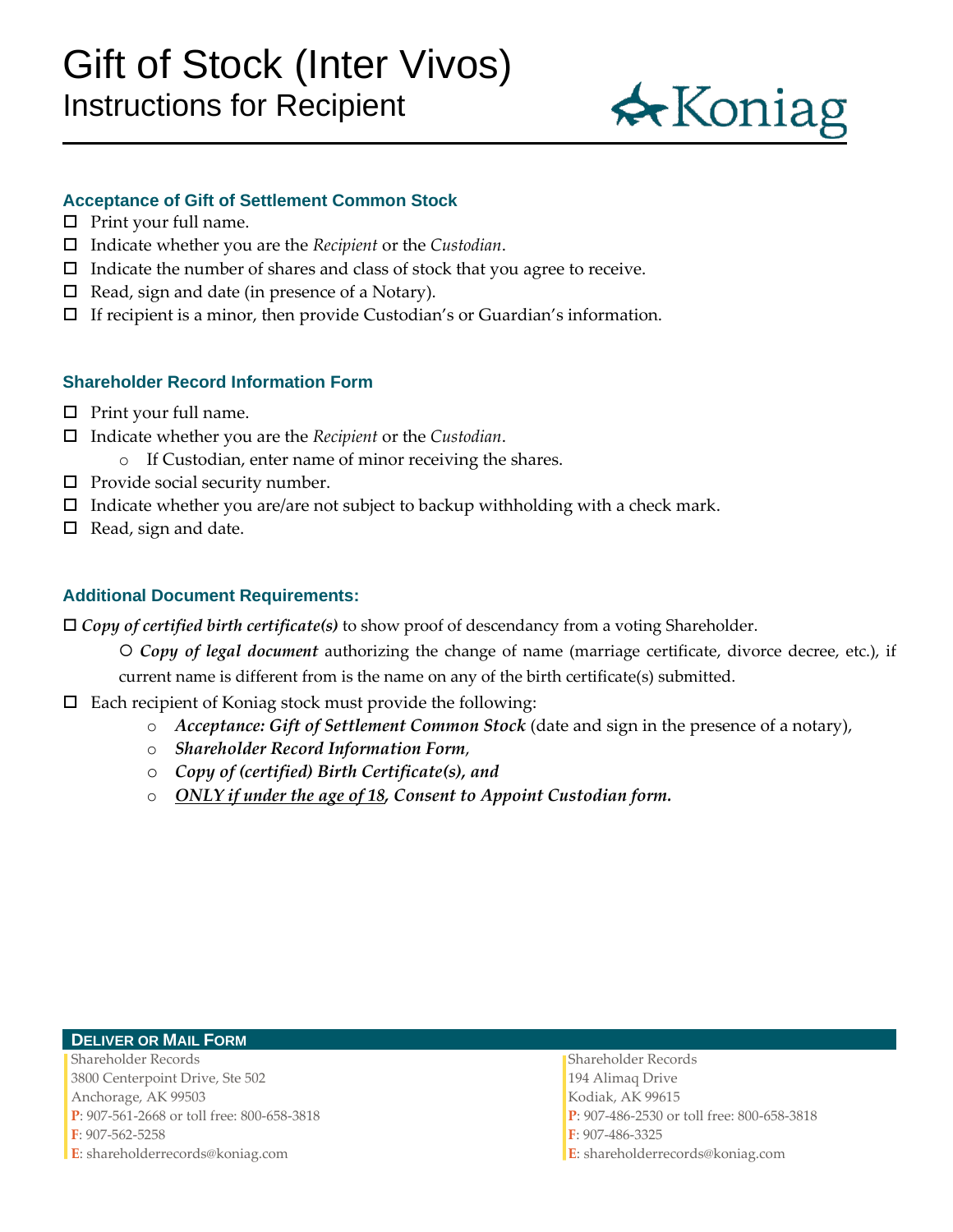# Gift of Stock (Inter Vivos)

## Instructions for Recipient

Koniag

### Acceptance of Gift of Settlement Common Stock

- ☐ Print your full name.
- ☐ Indicate whether you are the *Recipient* or the *Custodian*.
- ☐ Indicate the number of shares and class of stock that you agree to receive.
- ☐ Read, sign and date (in presence of a Notary).
- ☐ If recipient is a minor, then provide Custodian's or Guardian's information.

### Shareholder Record Information Form

- ☐ Print your full name.
- ☐ Indicate whether you are the *Recipient* or the *Custodian*.
  - If Custodian, enter name of minor receiving the shares.
- ☐ Provide social security number.
- ☐ Indicate whether you are/are not subject to backup withholding with a check mark.
- ☐ Read, sign and date.

### Additional Document Requirements:

- ☐ ***Copy of certified birth certificate(s)*** to show proof of descendancy from a voting Shareholder.
  - ***Copy of legal document*** authorizing the change of name (marriage certificate, divorce decree, etc.), if current name is different from is the name on any of the birth certificate(s) submitted.
- ☐ Each recipient of Koniag stock must provide the following:
  - ***Acceptance: Gift of Settlement Common Stock*** (date and sign in the presence of a notary),
  - ***Shareholder Record Information Form***,
  - ***Copy of (certified) Birth Certificate(s), and***
  - ***<u>ONLY if under the age of 18</u>, Consent to Appoint Custodian form.***

### Deliver or Mail Form

Shareholder Records
3800 Centerpoint Drive, Ste 502
Anchorage, AK 99503
**P**: 907-561-2668 or toll free: 800-658-3818
**F**: 907-562-5258
**E**: shareholderrecords@koniag.com

Shareholder Records
194 Alimaq Drive
Kodiak, AK 99615
**P**: 907-486-2530 or toll free: 800-658-3818
**F**: 907-486-3325
**E**: shareholderrecords@koniag.com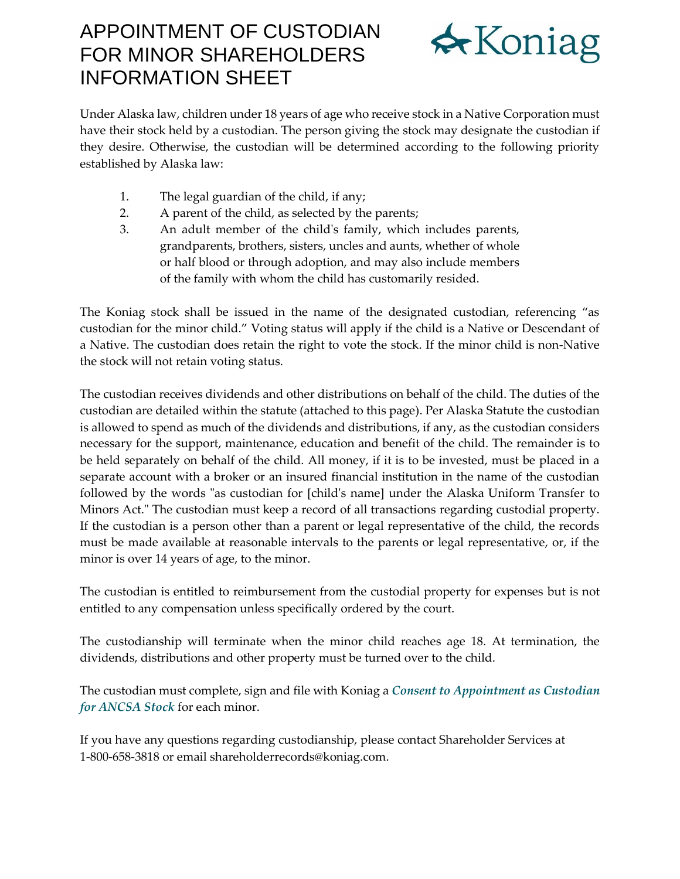# APPOINTMENT OF CUSTODIAN FOR MINOR SHAREHOLDERS INFORMATION SHEET

Koniag

Under Alaska law, children under 18 years of age who receive stock in a Native Corporation must have their stock held by a custodian. The person giving the stock may designate the custodian if they desire. Otherwise, the custodian will be determined according to the following priority established by Alaska law:

1. The legal guardian of the child, if any;
2. A parent of the child, as selected by the parents;
3. An adult member of the child's family, which includes parents, grandparents, brothers, sisters, uncles and aunts, whether of whole or half blood or through adoption, and may also include members of the family with whom the child has customarily resided.

The Koniag stock shall be issued in the name of the designated custodian, referencing "as custodian for the minor child." Voting status will apply if the child is a Native or Descendant of a Native. The custodian does retain the right to vote the stock. If the minor child is non-Native the stock will not retain voting status.

The custodian receives dividends and other distributions on behalf of the child. The duties of the custodian are detailed within the statute (attached to this page). Per Alaska Statute the custodian is allowed to spend as much of the dividends and distributions, if any, as the custodian considers necessary for the support, maintenance, education and benefit of the child. The remainder is to be held separately on behalf of the child. All money, if it is to be invested, must be placed in a separate account with a broker or an insured financial institution in the name of the custodian followed by the words "as custodian for [child's name] under the Alaska Uniform Transfer to Minors Act." The custodian must keep a record of all transactions regarding custodial property. If the custodian is a person other than a parent or legal representative of the child, the records must be made available at reasonable intervals to the parents or legal representative, or, if the minor is over 14 years of age, to the minor.

The custodian is entitled to reimbursement from the custodial property for expenses but is not entitled to any compensation unless specifically ordered by the court.

The custodianship will terminate when the minor child reaches age 18. At termination, the dividends, distributions and other property must be turned over to the child.

The custodian must complete, sign and file with Koniag a ***Consent to Appointment as Custodian for ANCSA Stock*** for each minor.

If you have any questions regarding custodianship, please contact Shareholder Services at 1-800-658-3818 or email shareholderrecords@koniag.com.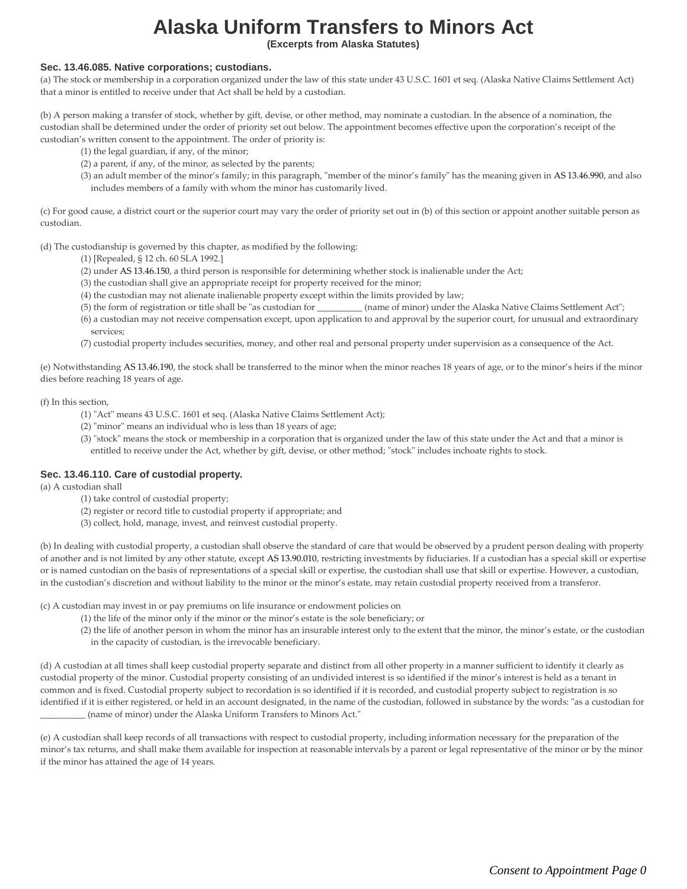# Alaska Uniform Transfers to Minors Act

**(Excerpts from Alaska Statutes)**

### Sec. 13.46.085. Native corporations; custodians.

(a) The stock or membership in a corporation organized under the law of this state under 43 U.S.C. 1601 et seq. (Alaska Native Claims Settlement Act) that a minor is entitled to receive under that Act shall be held by a custodian.

(b) A person making a transfer of stock, whether by gift, devise, or other method, may nominate a custodian. In the absence of a nomination, the custodian shall be determined under the order of priority set out below. The appointment becomes effective upon the corporation's receipt of the custodian's written consent to the appointment. The order of priority is:

(1) the legal guardian, if any, of the minor;
(2) a parent, if any, of the minor, as selected by the parents;
(3) an adult member of the minor's family; in this paragraph, "member of the minor's family" has the meaning given in AS 13.46.990, and also includes members of a family with whom the minor has customarily lived.

(c) For good cause, a district court or the superior court may vary the order of priority set out in (b) of this section or appoint another suitable person as custodian.

(d) The custodianship is governed by this chapter, as modified by the following:

(1) [Repealed, § 12 ch. 60 SLA 1992.]
(2) under AS 13.46.150, a third person is responsible for determining whether stock is inalienable under the Act;
(3) the custodian shall give an appropriate receipt for property received for the minor;
(4) the custodian may not alienate inalienable property except within the limits provided by law;
(5) the form of registration or title shall be "as custodian for __________ (name of minor) under the Alaska Native Claims Settlement Act";
(6) a custodian may not receive compensation except, upon application to and approval by the superior court, for unusual and extraordinary services;
(7) custodial property includes securities, money, and other real and personal property under supervision as a consequence of the Act.

(e) Notwithstanding AS 13.46.190, the stock shall be transferred to the minor when the minor reaches 18 years of age, or to the minor's heirs if the minor dies before reaching 18 years of age.

(f) In this section,

(1) "Act" means 43 U.S.C. 1601 et seq. (Alaska Native Claims Settlement Act);
(2) "minor" means an individual who is less than 18 years of age;
(3) "stock" means the stock or membership in a corporation that is organized under the law of this state under the Act and that a minor is entitled to receive under the Act, whether by gift, devise, or other method; "stock" includes inchoate rights to stock.

### Sec. 13.46.110. Care of custodial property.

(a) A custodian shall

(1) take control of custodial property;
(2) register or record title to custodial property if appropriate; and
(3) collect, hold, manage, invest, and reinvest custodial property.

(b) In dealing with custodial property, a custodian shall observe the standard of care that would be observed by a prudent person dealing with property of another and is not limited by any other statute, except AS 13.90.010, restricting investments by fiduciaries. If a custodian has a special skill or expertise or is named custodian on the basis of representations of a special skill or expertise, the custodian shall use that skill or expertise. However, a custodian, in the custodian's discretion and without liability to the minor or the minor's estate, may retain custodial property received from a transferor.

(c) A custodian may invest in or pay premiums on life insurance or endowment policies on

(1) the life of the minor only if the minor or the minor's estate is the sole beneficiary; or
(2) the life of another person in whom the minor has an insurable interest only to the extent that the minor, the minor's estate, or the custodian in the capacity of custodian, is the irrevocable beneficiary.

(d) A custodian at all times shall keep custodial property separate and distinct from all other property in a manner sufficient to identify it clearly as custodial property of the minor. Custodial property consisting of an undivided interest is so identified if the minor's interest is held as a tenant in common and is fixed. Custodial property subject to recordation is so identified if it is recorded, and custodial property subject to registration is so identified if it is either registered, or held in an account designated, in the name of the custodian, followed in substance by the words: "as a custodian for __________ (name of minor) under the Alaska Uniform Transfers to Minors Act."

(e) A custodian shall keep records of all transactions with respect to custodial property, including information necessary for the preparation of the minor's tax returns, and shall make them available for inspection at reasonable intervals by a parent or legal representative of the minor or by the minor if the minor has attained the age of 14 years.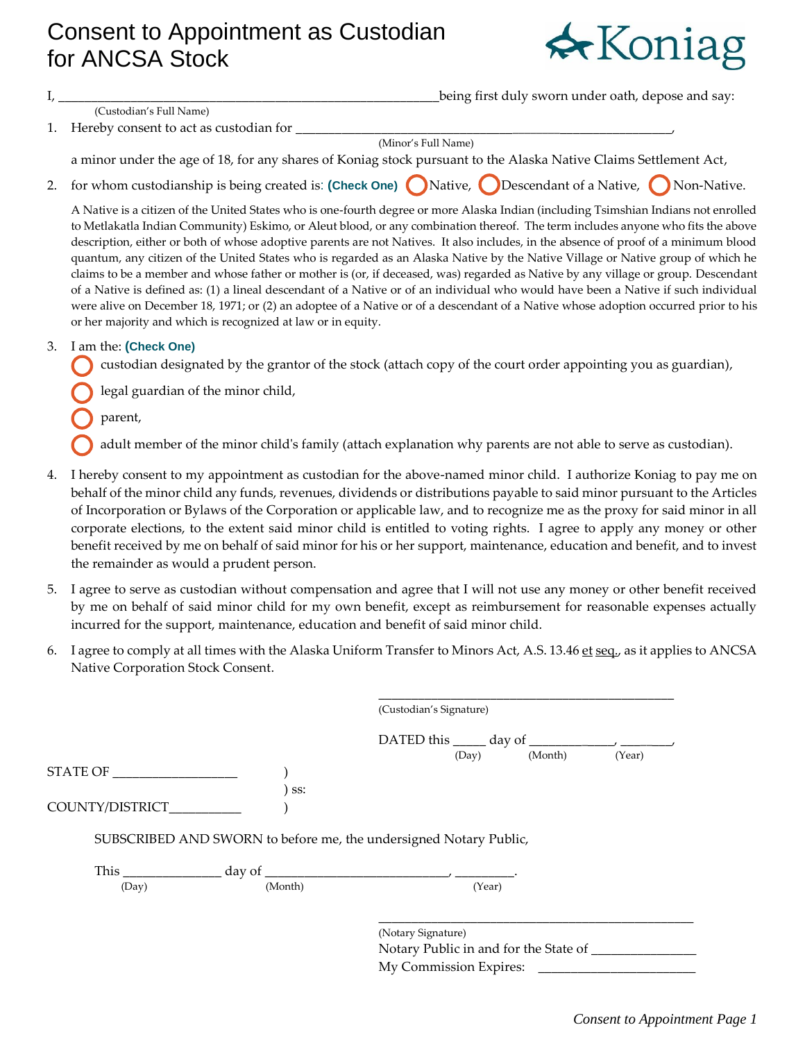# Consent to Appointment as Custodian for ANCSA Stock

Koniag

I, _______________________________________________________being first duly sworn under oath, depose and say:
(Custodian's Full Name)

1. Hereby consent to act as custodian for ______________________________________________________,
(Minor's Full Name)
a minor under the age of 18, for any shares of Koniag stock pursuant to the Alaska Native Claims Settlement Act,

2. for whom custodianship is being created is: **(Check One)** ○ Native, ○ Descendant of a Native, ○ Non-Native.

   A Native is a citizen of the United States who is one-fourth degree or more Alaska Indian (including Tsimshian Indians not enrolled to Metlakatla Indian Community) Eskimo, or Aleut blood, or any combination thereof. The term includes anyone who fits the above description, either or both of whose adoptive parents are not Natives. It also includes, in the absence of proof of a minimum blood quantum, any citizen of the United States who is regarded as an Alaska Native by the Native Village or Native group of which he claims to be a member and whose father or mother is (or, if deceased, was) regarded as Native by any village or group. Descendant of a Native is defined as: (1) a lineal descendant of a Native or of an individual who would have been a Native if such individual were alive on December 18, 1971; or (2) an adoptee of a Native or of a descendant of a Native whose adoption occurred prior to his or her majority and which is recognized at law or in equity.

3. I am the: **(Check One)**
   - ○ custodian designated by the grantor of the stock (attach copy of the court order appointing you as guardian),
   - ○ legal guardian of the minor child,
   - ○ parent,
   - ○ adult member of the minor child's family (attach explanation why parents are not able to serve as custodian).

4. I hereby consent to my appointment as custodian for the above-named minor child. I authorize Koniag to pay me on behalf of the minor child any funds, revenues, dividends or distributions payable to said minor pursuant to the Articles of Incorporation or Bylaws of the Corporation or applicable law, and to recognize me as the proxy for said minor in all corporate elections, to the extent said minor child is entitled to voting rights. I agree to apply any money or other benefit received by me on behalf of said minor for his or her support, maintenance, education and benefit, and to invest the remainder as would a prudent person.

5. I agree to serve as custodian without compensation and agree that I will not use any money or other benefit received by me on behalf of said minor child for my own benefit, except as reimbursement for reasonable expenses actually incurred for the support, maintenance, education and benefit of said minor child.

6. I agree to comply at all times with the Alaska Uniform Transfer to Minors Act, A.S. 13.46 et seq., as it applies to ANCSA Native Corporation Stock Consent.

_____________________________________________
(Custodian's Signature)

DATED this _____ day of _____________, ________,
(Day) (Month) (Year)

STATE OF __________________ )
) ss:
COUNTY/DISTRICT__________ )

SUBSCRIBED AND SWORN to before me, the undersigned Notary Public,

This ______________ day of ___________________________, _________.
(Day) (Month) (Year)

_______________________________________________
(Notary Signature)
Notary Public in and for the State of _______________
My Commission Expires: ______________________

*Consent to Appointment Page 1*